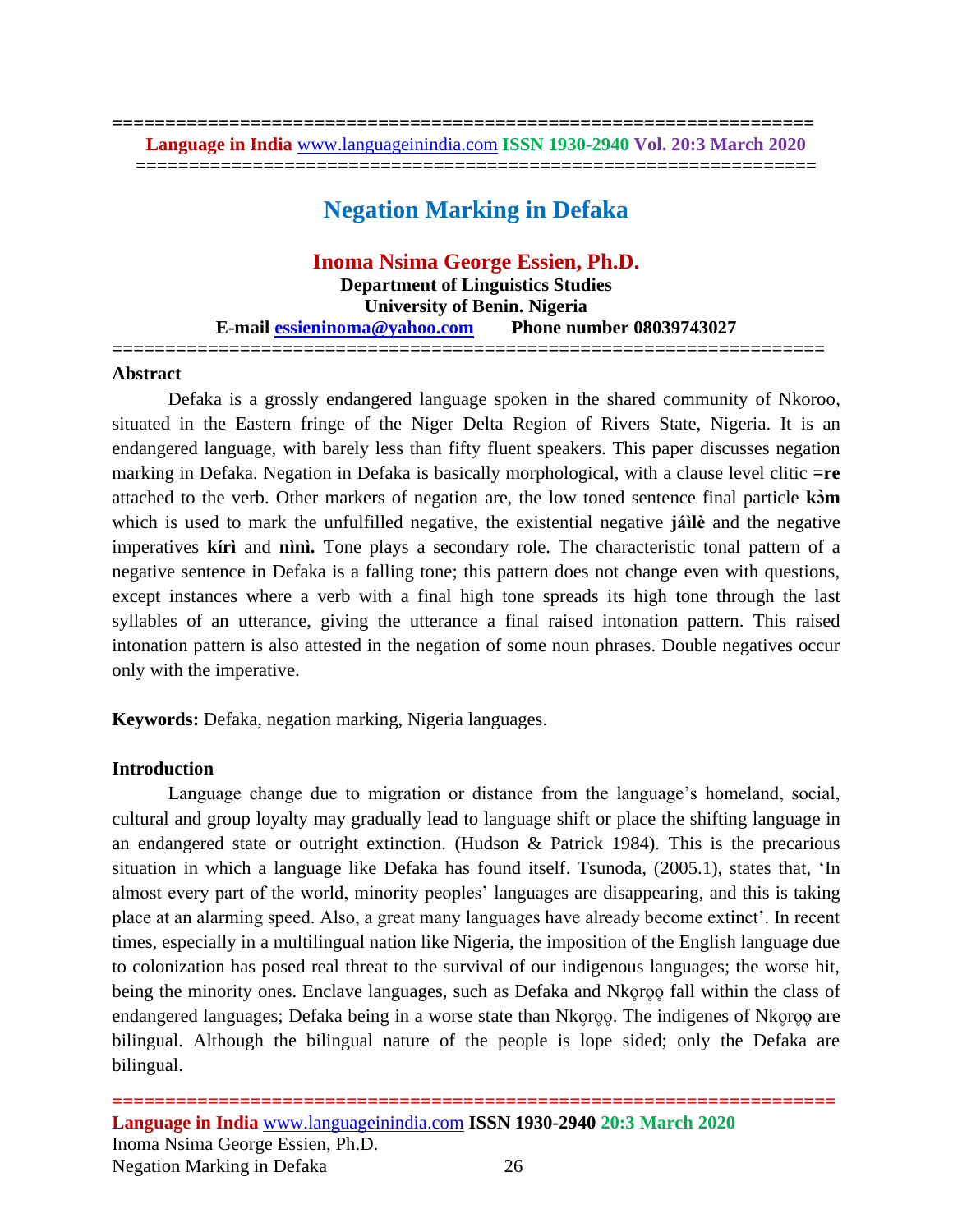# Negation Marking in Defaka

**Inoma Nsima George Essien, Ph.D.**
**Department of Linguistics Studies**
**University of Benin. Nigeria**
**E-mail essieninoma@yahoo.com Phone number 08039743027**

## Abstract

Defaka is a grossly endangered language spoken in the shared community of Nkoroo, situated in the Eastern fringe of the Niger Delta Region of Rivers State, Nigeria. It is an endangered language, with barely less than fifty fluent speakers. This paper discusses negation marking in Defaka. Negation in Defaka is basically morphological, with a clause level clitic **=re** attached to the verb. Other markers of negation are, the low toned sentence final particle **kɔ̀m** which is used to mark the unfulfilled negative, the existential negative **jáìlè** and the negative imperatives **kírì** and **nìnì.** Tone plays a secondary role. The characteristic tonal pattern of a negative sentence in Defaka is a falling tone; this pattern does not change even with questions, except instances where a verb with a final high tone spreads its high tone through the last syllables of an utterance, giving the utterance a final raised intonation pattern. This raised intonation pattern is also attested in the negation of some noun phrases. Double negatives occur only with the imperative.

**Keywords:** Defaka, negation marking, Nigeria languages.

## Introduction

Language change due to migration or distance from the language's homeland, social, cultural and group loyalty may gradually lead to language shift or place the shifting language in an endangered state or outright extinction. (Hudson & Patrick 1984). This is the precarious situation in which a language like Defaka has found itself. Tsunoda, (2005.1), states that, 'In almost every part of the world, minority peoples' languages are disappearing, and this is taking place at an alarming speed. Also, a great many languages have already become extinct'. In recent times, especially in a multilingual nation like Nigeria, the imposition of the English language due to colonization has posed real threat to the survival of our indigenous languages; the worse hit, being the minority ones. Enclave languages, such as Defaka and Nkọrọọ fall within the class of endangered languages; Defaka being in a worse state than Nkọrọọ. The indigenes of Nkọrọọ are bilingual. Although the bilingual nature of the people is lope sided; only the Defaka are bilingual.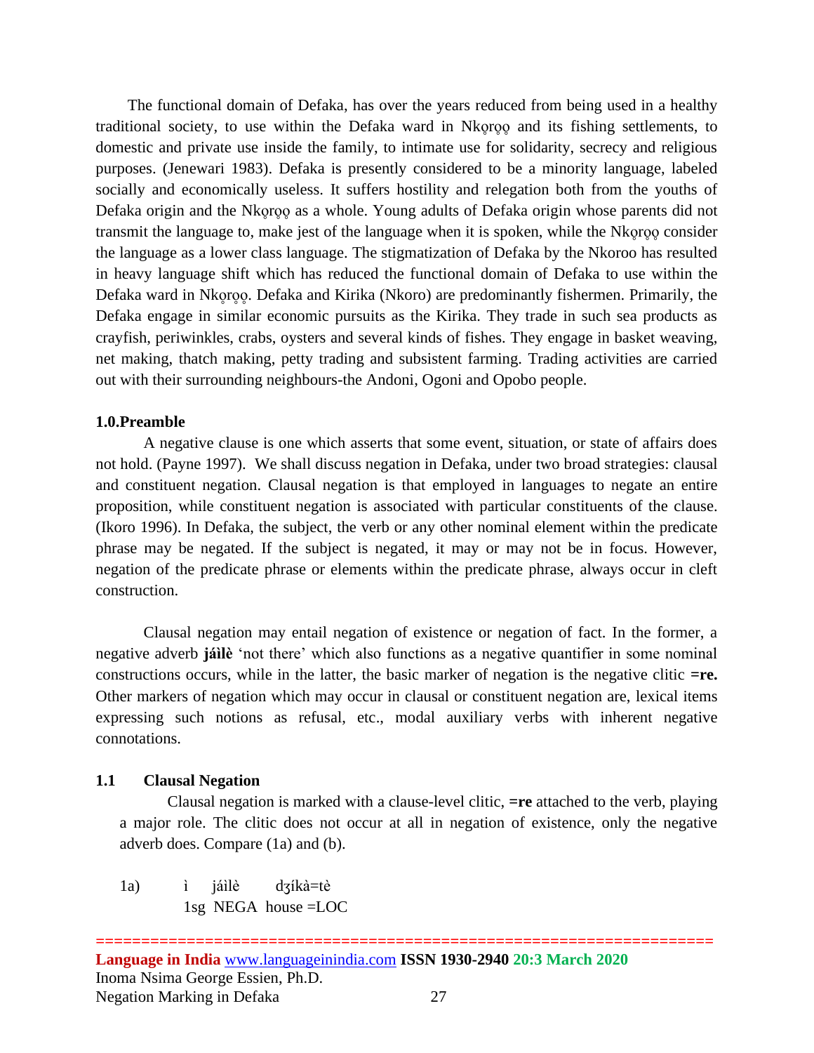The functional domain of Defaka, has over the years reduced from being used in a healthy traditional society, to use within the Defaka ward in Nkọrọọ and its fishing settlements, to domestic and private use inside the family, to intimate use for solidarity, secrecy and religious purposes. (Jenewari 1983). Defaka is presently considered to be a minority language, labeled socially and economically useless. It suffers hostility and relegation both from the youths of Defaka origin and the Nkọrọọ as a whole. Young adults of Defaka origin whose parents did not transmit the language to, make jest of the language when it is spoken, while the Nkọrọọ consider the language as a lower class language. The stigmatization of Defaka by the Nkoroo has resulted in heavy language shift which has reduced the functional domain of Defaka to use within the Defaka ward in Nkọrọọ. Defaka and Kirika (Nkoro) are predominantly fishermen. Primarily, the Defaka engage in similar economic pursuits as the Kirika. They trade in such sea products as crayfish, periwinkles, crabs, oysters and several kinds of fishes. They engage in basket weaving, net making, thatch making, petty trading and subsistent farming. Trading activities are carried out with their surrounding neighbours-the Andoni, Ogoni and Opobo people.

## 1.0.Preamble

A negative clause is one which asserts that some event, situation, or state of affairs does not hold. (Payne 1997). We shall discuss negation in Defaka, under two broad strategies: clausal and constituent negation. Clausal negation is that employed in languages to negate an entire proposition, while constituent negation is associated with particular constituents of the clause. (Ikoro 1996). In Defaka, the subject, the verb or any other nominal element within the predicate phrase may be negated. If the subject is negated, it may or may not be in focus. However, negation of the predicate phrase or elements within the predicate phrase, always occur in cleft construction.

Clausal negation may entail negation of existence or negation of fact. In the former, a negative adverb **jáìlè** 'not there' which also functions as a negative quantifier in some nominal constructions occurs, while in the latter, the basic marker of negation is the negative clitic **=re.** Other markers of negation which may occur in clausal or constituent negation are, lexical items expressing such notions as refusal, etc., modal auxiliary verbs with inherent negative connotations.

## 1.1 Clausal Negation

Clausal negation is marked with a clause-level clitic, **=re** attached to the verb, playing a major role. The clitic does not occur at all in negation of existence, only the negative adverb does. Compare (1a) and (b).

1a) ì jáìlè dʒíkà=tè
1sg NEGA house =LOC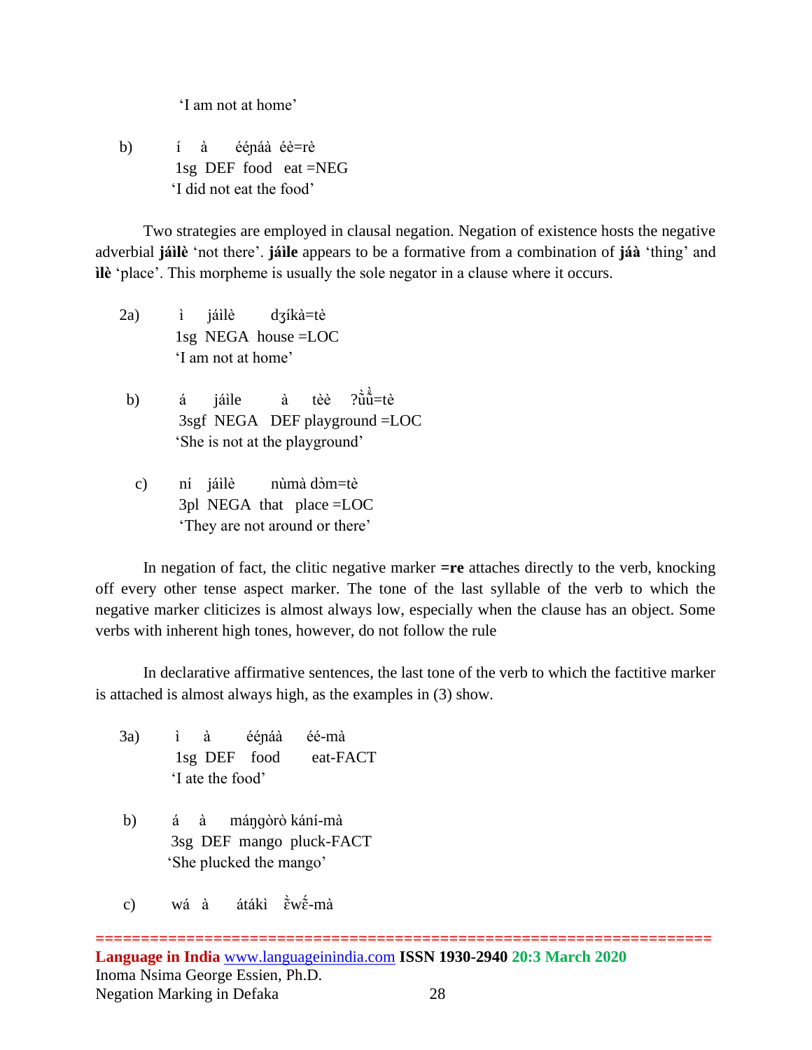'I am not at home'

b) í à ééɲáà éè=rè
1sg DEF food eat =NEG
'I did not eat the food'

Two strategies are employed in clausal negation. Negation of existence hosts the negative adverbial **jáìlè** 'not there'. **jáìle** appears to be a formative from a combination of **jáà** 'thing' and **ìlè** 'place'. This morpheme is usually the sole negator in a clause where it occurs.

2a) ì jáìlè dʒíkà=tè
1sg NEGA house =LOC
'I am not at home'

b) á jáìle à tèè ʔȕ̏ű=tè
3sgf NEGA DEF playground =LOC
'She is not at the playground'

c) ní jáìlè nùmà dɔ̀m=tè
3pl NEGA that place =LOC
'They are not around or there'

In negation of fact, the clitic negative marker **=re** attaches directly to the verb, knocking off every other tense aspect marker. The tone of the last syllable of the verb to which the negative marker cliticizes is almost always low, especially when the clause has an object. Some verbs with inherent high tones, however, do not follow the rule

In declarative affirmative sentences, the last tone of the verb to which the factitive marker is attached is almost always high, as the examples in (3) show.

3a) ì à ééɲáà éé-mà
1sg DEF food eat-FACT
'I ate the food'

b) á à máŋgòrò kání-mà
3sg DEF mango pluck-FACT
'She plucked the mango'

c) wá à átákì ɛ̏wɛ̋-mà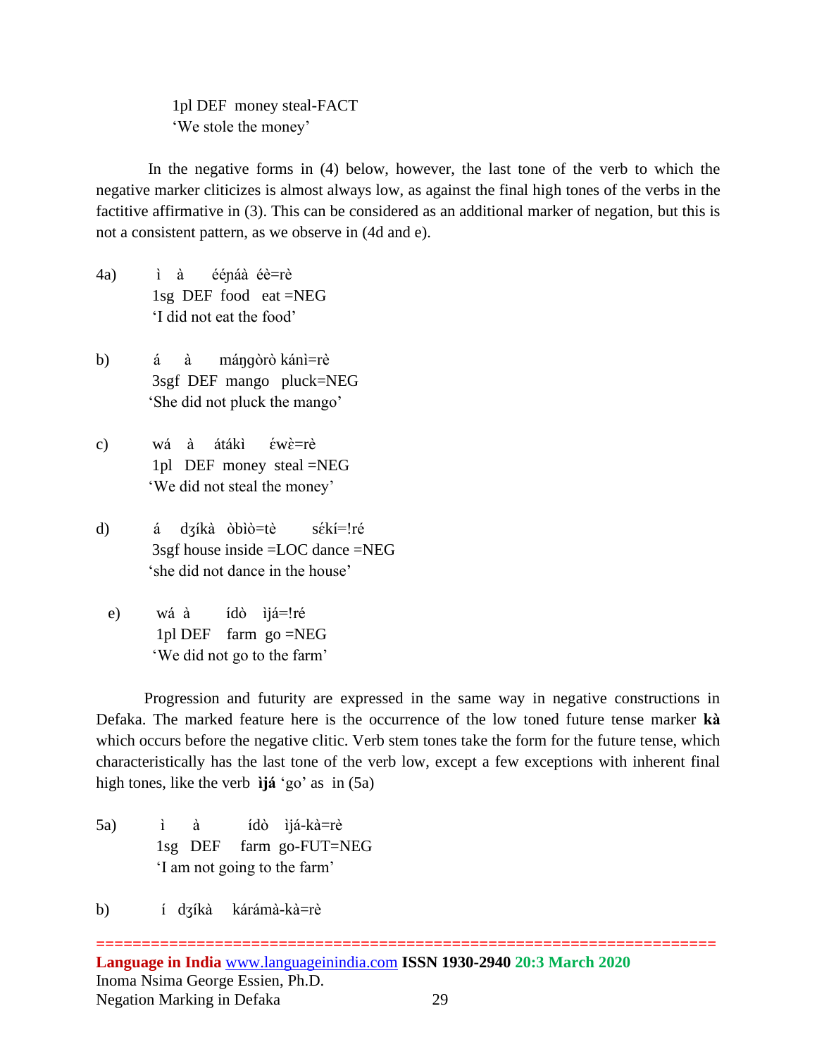1pl DEF money steal-FACT  
'We stole the money'

In the negative forms in (4) below, however, the last tone of the verb to which the negative marker cliticizes is almost always low, as against the final high tones of the verbs in the factitive affirmative in (3). This can be considered as an additional marker of negation, but this is not a consistent pattern, as we observe in (4d and e).

4a) ì à éé​ɲáà éè=rè  
1sg DEF food eat =NEG  
'I did not eat the food'

b) á à máŋgòrò kánì=rè  
3sgf DEF mango pluck=NEG  
'She did not pluck the mango'

c) wá à átákì ɛ́wɛ̀=rè  
1pl DEF money steal =NEG  
'We did not steal the money'

d) á dʒíkà òbìò=tè sɛ́kí=!ré  
3sgf house inside =LOC dance =NEG  
'she did not dance in the house'

e) wá à ídò ìjá=!ré  
1pl DEF farm go =NEG  
'We did not go to the farm'

Progression and futurity are expressed in the same way in negative constructions in Defaka. The marked feature here is the occurrence of the low toned future tense marker **kà** which occurs before the negative clitic. Verb stem tones take the form for the future tense, which characteristically has the last tone of the verb low, except a few exceptions with inherent final high tones, like the verb **ìjá** 'go' as in (5a)

5a) ì à ídò ìjá-kà=rè  
1sg DEF farm go-FUT=NEG  
'I am not going to the farm'

b) í dʒíkà kárámà-kà=rè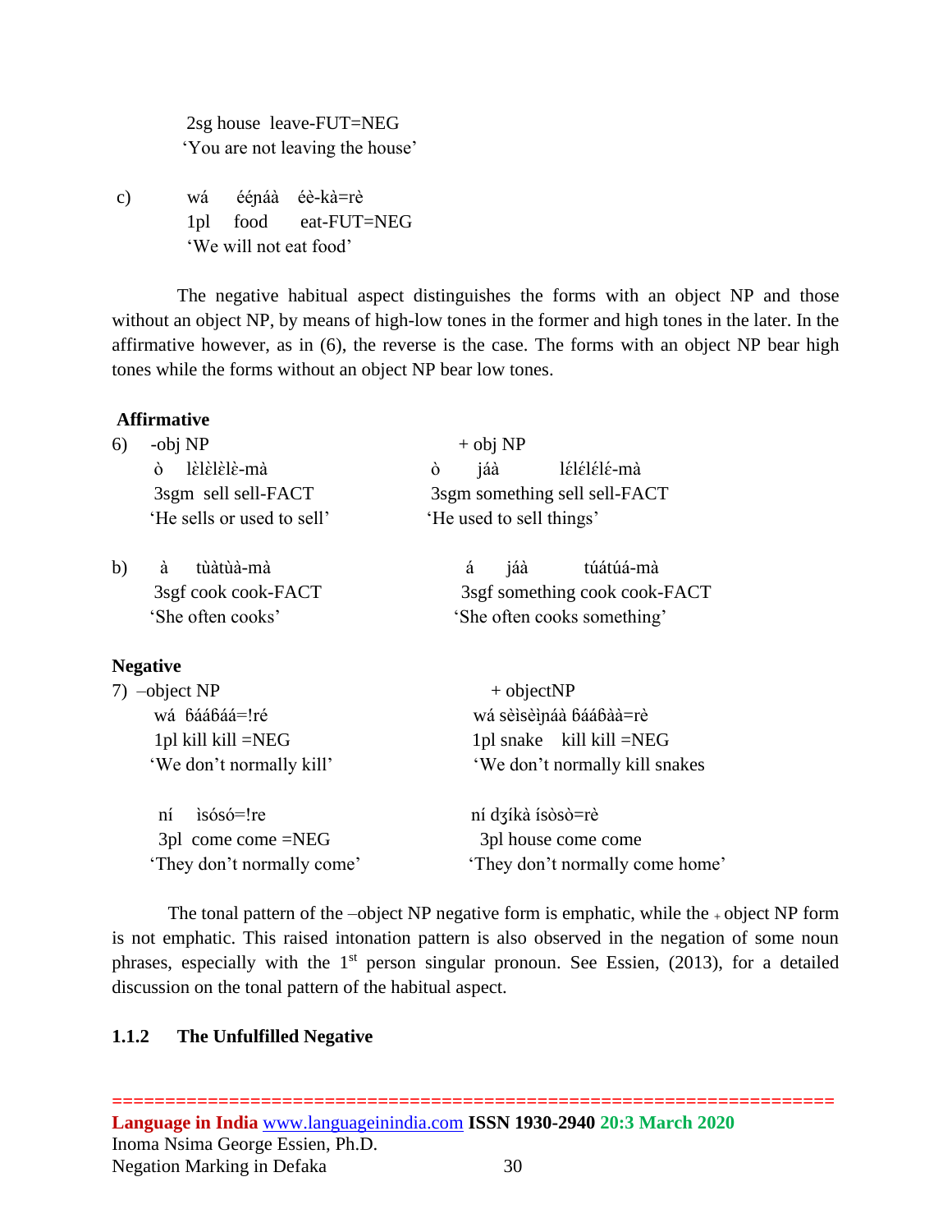2sg house leave-FUT=NEG
'You are not leaving the house'

c) wá éé ɲáà éè-kà=rè
1pl food eat-FUT=NEG
'We will not eat food'

The negative habitual aspect distinguishes the forms with an object NP and those without an object NP, by means of high-low tones in the former and high tones in the later. In the affirmative however, as in (6), the reverse is the case. The forms with an object NP bear high tones while the forms without an object NP bear low tones.

**Affirmative**

6) -obj NP
ò lɛ̀lɛ̀lɛ̀lɛ̀-mà
3sgm sell sell-FACT
'He sells or used to sell'

+ obj NP
ò jáà lɛ́lɛ́lɛ́lɛ́-mà
3sgm something sell sell-FACT
'He used to sell things'

b) à tùàtùà-mà
3sgf cook cook-FACT
'She often cooks'

á jáà túátúá-mà
3sgf something cook cook-FACT
'She often cooks something'

**Negative**

7) –object NP
wá ɓááɓáá=!ré
1pl kill kill =NEG
'We don't normally kill'

+ objectNP
wá sèìsèìɲáà ɓááɓàà=rè
1pl snake kill kill =NEG
'We don't normally kill snakes

ní ìsósó=!re
3pl come come =NEG
'They don't normally come'

ní dʒíkà ísòsò=rè
3pl house come come
'They don't normally come home'

The tonal pattern of the –object NP negative form is emphatic, while the + object NP form is not emphatic. This raised intonation pattern is also observed in the negation of some noun phrases, especially with the 1st person singular pronoun. See Essien, (2013), for a detailed discussion on the tonal pattern of the habitual aspect.

### 1.1.2 The Unfulfilled Negative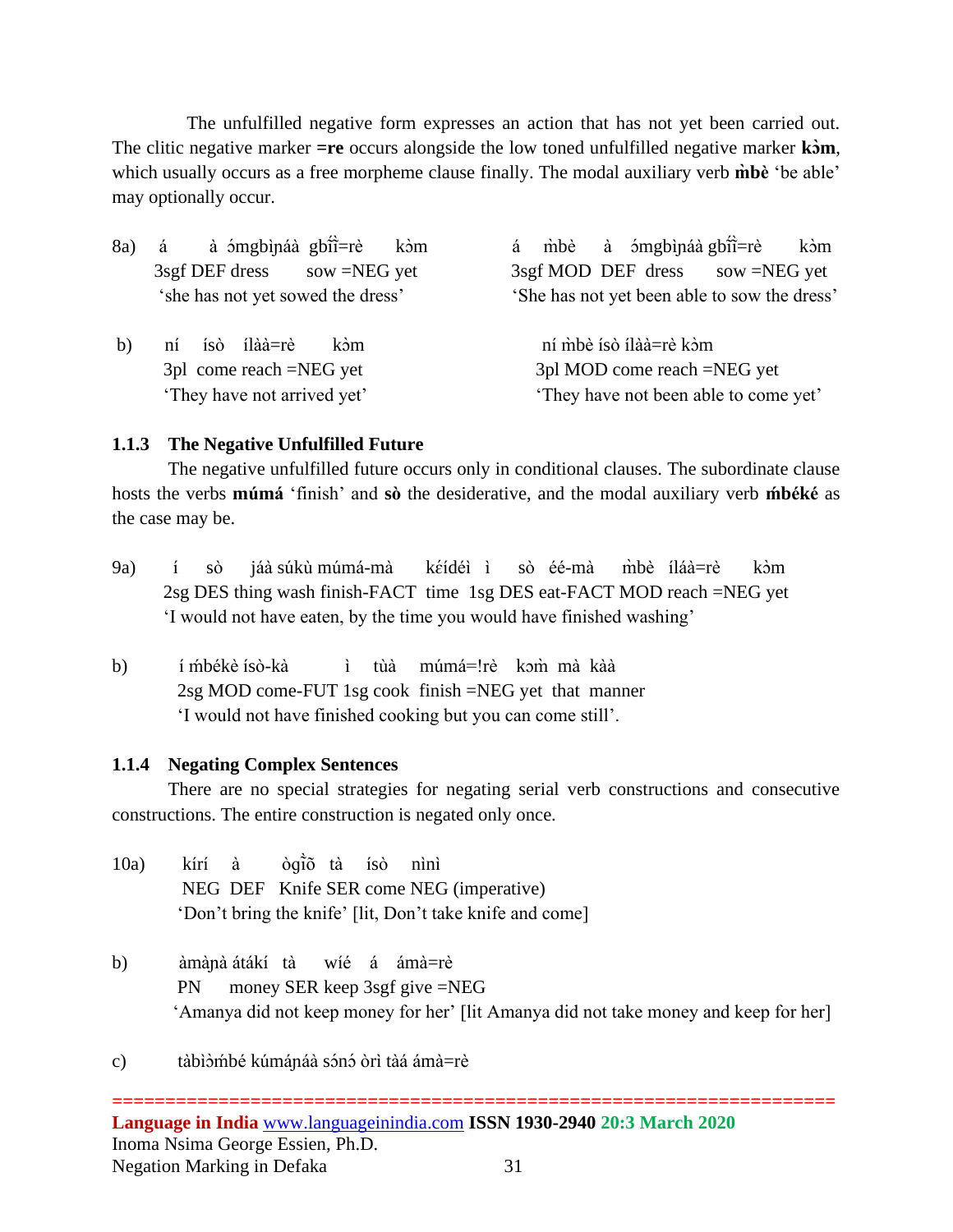The unfulfilled negative form expresses an action that has not yet been carried out. The clitic negative marker **=re** occurs alongside the low toned unfulfilled negative marker **kɔ̀m**, which usually occurs as a free morpheme clause finally. The modal auxiliary verb **m̀bè** 'be able' may optionally occur.

8a) á à ɔ́mgbìɲáà gbĩ̂ĩ=rè kɔ̀m  
3sgf DEF dress sow =NEG yet  
'she has not yet sowed the dress'

á m̀bè à ɔ́mgbìɲáà gbĩ̂ĩ=rè kɔ̀m  
3sgf MOD DEF dress sow =NEG yet  
'She has not yet been able to sow the dress'

b) ní ísò ílàà=rè kɔ̀m  
3pl come reach =NEG yet  
'They have not arrived yet'

ní m̀bè ísò ílàà=rè kɔ̀m  
3pl MOD come reach =NEG yet  
'They have not been able to come yet'

### 1.1.3 The Negative Unfulfilled Future

The negative unfulfilled future occurs only in conditional clauses. The subordinate clause hosts the verbs **múmá** 'finish' and **sò** the desiderative, and the modal auxiliary verb **ḿbéké** as the case may be.

9a) í sò jáà súkù múmá-mà kéídéì ì sò éé-mà m̀bè íláà=rè kɔ̀m  
2sg DES thing wash finish-FACT time 1sg DES eat-FACT MOD reach =NEG yet  
'I would not have eaten, by the time you would have finished washing'

b) í ḿbékè ísò-kà ì tùà múmá=!rè kɔm̀ mà kàà  
2sg MOD come-FUT 1sg cook finish =NEG yet that manner  
'I would not have finished cooking but you can come still'.

### 1.1.4 Negating Complex Sentences

There are no special strategies for negating serial verb constructions and consecutive constructions. The entire construction is negated only once.

10a) kírí à ògĩ̀õ tà ísò nìnì  
NEG DEF Knife SER come NEG (imperative)  
'Don't bring the knife' [lit, Don't take knife and come]

b) àmàɲà átákí tà wíé á ámà=rè  
PN money SER keep 3sgf give =NEG  
'Amanya did not keep money for her' [lit Amanya did not take money and keep for her]

c) tàbìɔ̀ḿbé kúmáɲáà sɔ́nɔ́ òrì tàá ámà=rè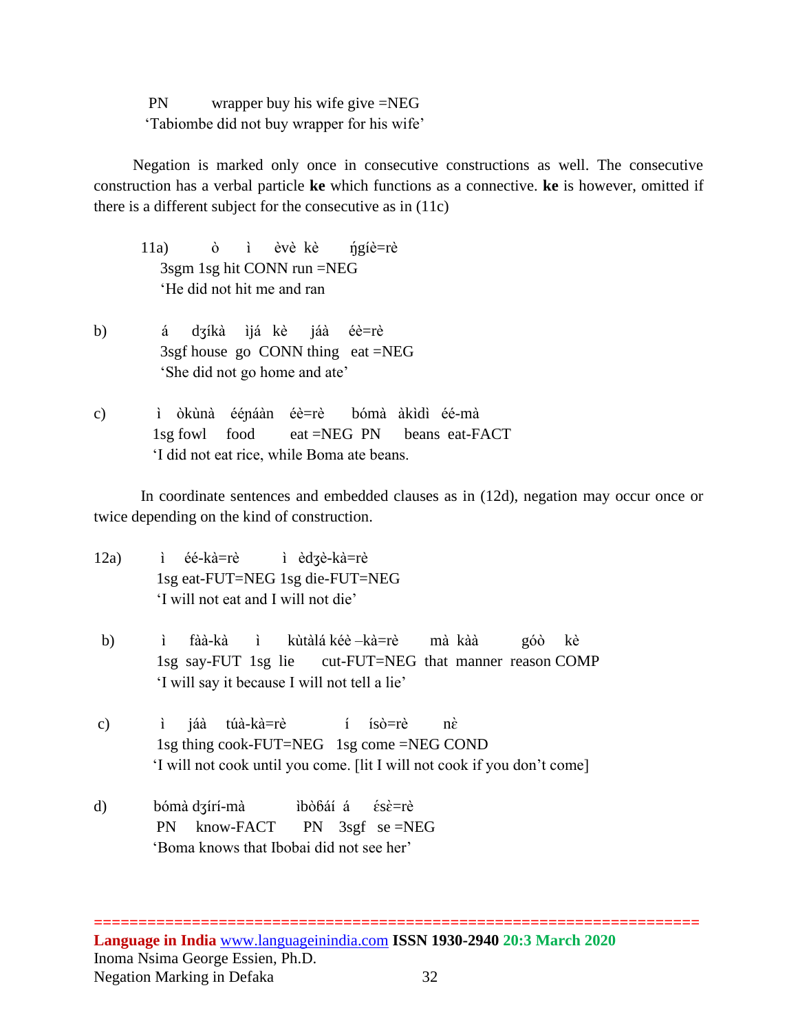PN wrapper buy his wife give =NEG
'Tabiombe did not buy wrapper for his wife'

Negation is marked only once in consecutive constructions as well. The consecutive construction has a verbal particle **ke** which functions as a connective. **ke** is however, omitted if there is a different subject for the consecutive as in (11c)

11a) ò ì èvè kè ŋ́gíè=rè
3sgm 1sg hit CONN run =NEG
'He did not hit me and ran

b) á dʒíkà ìjá kè jáà éè=rè
3sgf house go CONN thing eat =NEG
'She did not go home and ate'

c) ì òkùnà ééɲáàn éè=rè bómà àkìdì éé-mà
1sg fowl food eat =NEG PN beans eat-FACT
'I did not eat rice, while Boma ate beans.

In coordinate sentences and embedded clauses as in (12d), negation may occur once or twice depending on the kind of construction.

12a) ì éé-kà=rè ì èdʒè-kà=rè
1sg eat-FUT=NEG 1sg die-FUT=NEG
'I will not eat and I will not die'

b) ì fàà-kà ì kùtàlá kéè –kà=rè mà kàà góò kè
1sg say-FUT 1sg lie cut-FUT=NEG that manner reason COMP
'I will say it because I will not tell a lie'

c) ì jáà túà-kà=rè í ísò=rè nɛ̀
1sg thing cook-FUT=NEG 1sg come =NEG COND
'I will not cook until you come. [lit I will not cook if you don't come]

d) bómà dʒírí-mà ìbòɓáí á ɛ́sɛ̀=rè
PN know-FACT PN 3sgf se =NEG
'Boma knows that Ibobai did not see her'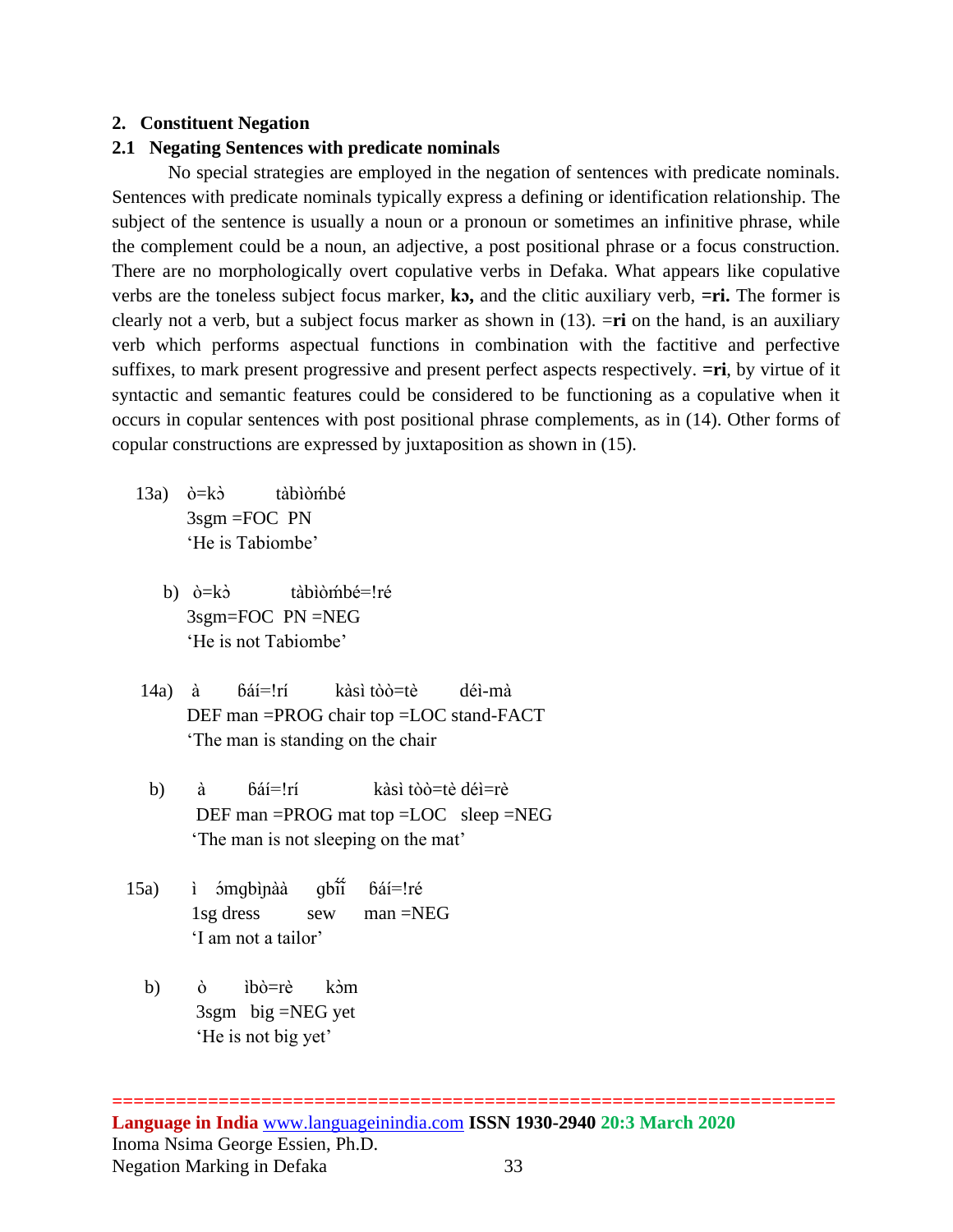## 2. Constituent Negation

### 2.1 Negating Sentences with predicate nominals

No special strategies are employed in the negation of sentences with predicate nominals. Sentences with predicate nominals typically express a defining or identification relationship. The subject of the sentence is usually a noun or a pronoun or sometimes an infinitive phrase, while the complement could be a noun, an adjective, a post positional phrase or a focus construction. There are no morphologically overt copulative verbs in Defaka. What appears like copulative verbs are the toneless subject focus marker, **kɔ,** and the clitic auxiliary verb, **=ri.** The former is clearly not a verb, but a subject focus marker as shown in (13). =**ri** on the hand, is an auxiliary verb which performs aspectual functions in combination with the factitive and perfective suffixes, to mark present progressive and present perfect aspects respectively. **=ri**, by virtue of it syntactic and semantic features could be considered to be functioning as a copulative when it occurs in copular sentences with post positional phrase complements, as in (14). Other forms of copular constructions are expressed by juxtaposition as shown in (15).

13a) ò=kɔ̀ tàbìòḿbé
3sgm =FOC PN
'He is Tabiombe'

b) ò=kɔ̀ tàbìòḿbé=!ré
3sgm=FOC PN =NEG
'He is not Tabiombe'

14a) à ɓáí=!rí kàsì tòò=tè déì-mà
DEF man =PROG chair top =LOC stand-FACT
'The man is standing on the chair

b) à ɓáí=!rí kàsì tòò=tè déì=rè
DEF man =PROG mat top =LOC sleep =NEG
'The man is not sleeping on the mat'

15a) ì ɔ́mgbìɲàà gbĩ́ĩ́ ɓáí=!ré
1sg dress sew man =NEG
'I am not a tailor'

b) ò ìbò=rè kɔ̀m
3sgm big =NEG yet
'He is not big yet'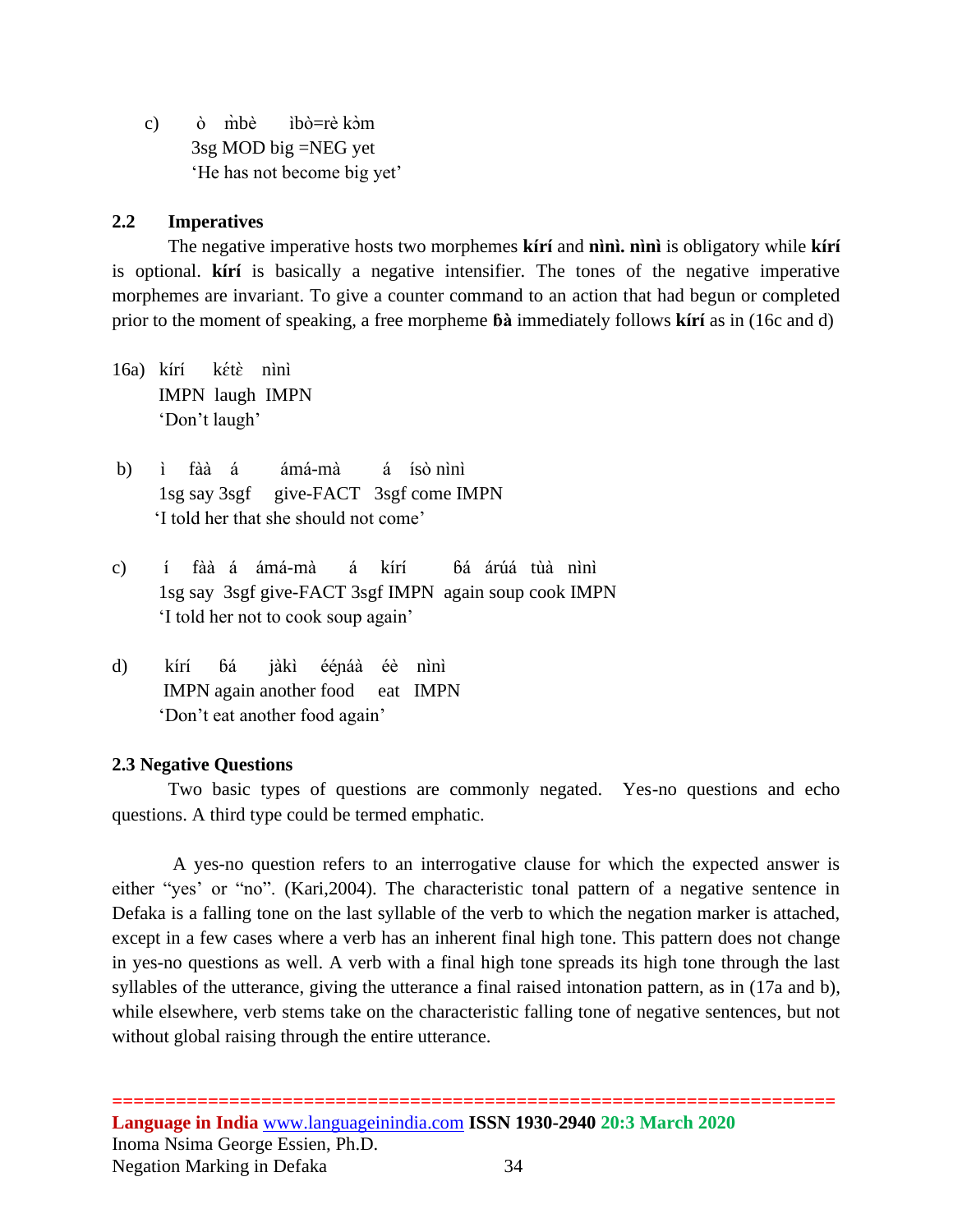c) ò m̀bè ìbò=rè kɔ̀m
3sg MOD big =NEG yet
'He has not become big yet'

## 2.2 Imperatives

The negative imperative hosts two morphemes **kírí** and **nìnì. nìnì** is obligatory while **kírí** is optional. **kírí** is basically a negative intensifier. The tones of the negative imperative morphemes are invariant. To give a counter command to an action that had begun or completed prior to the moment of speaking, a free morpheme **ɓà** immediately follows **kírí** as in (16c and d)

16a) kírí kɛ́tɛ̀ nìnì
IMPN laugh IMPN
'Don't laugh'

b) ì fàà á ámá-mà á ísò nìnì
1sg say 3sgf give-FACT 3sgf come IMPN
'I told her that she should not come'

c) í fàà á ámá-mà á kírí ɓá árúá tùà nìnì
1sg say 3sgf give-FACT 3sgf IMPN again soup cook IMPN
'I told her not to cook soup again'

d) kírí ɓá jàkì ééɲáà éè nìnì
IMPN again another food eat IMPN
'Don't eat another food again'

## 2.3 Negative Questions

Two basic types of questions are commonly negated. Yes-no questions and echo questions. A third type could be termed emphatic.

A yes-no question refers to an interrogative clause for which the expected answer is either "yes' or "no". (Kari,2004). The characteristic tonal pattern of a negative sentence in Defaka is a falling tone on the last syllable of the verb to which the negation marker is attached, except in a few cases where a verb has an inherent final high tone. This pattern does not change in yes-no questions as well. A verb with a final high tone spreads its high tone through the last syllables of the utterance, giving the utterance a final raised intonation pattern, as in (17a and b), while elsewhere, verb stems take on the characteristic falling tone of negative sentences, but not without global raising through the entire utterance.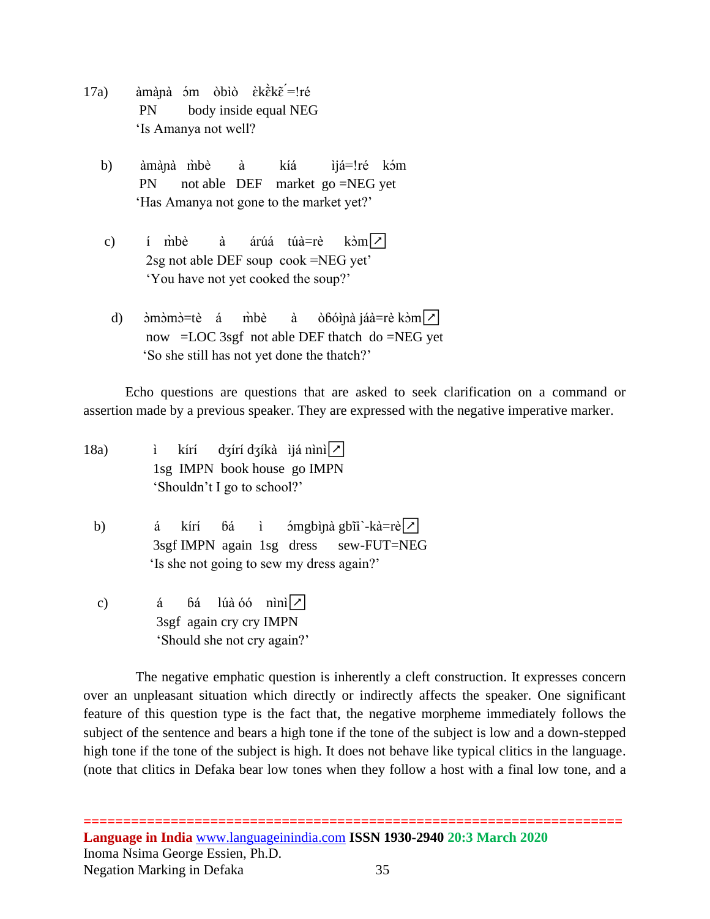17a) àmàɲà ɔ́m òbìò ɛ̀kɛ̃̀kɛ̃́=!ré
PN body inside equal NEG
'Is Amanya not well?

b) àmàɲà m̀bè à kíá ìjá=!ré kɔ́m
PN not able DEF market go =NEG yet
'Has Amanya not gone to the market yet?'

c) í m̀bè à árúá túà=rè kɔ̀m ↗
2sg not able DEF soup cook =NEG yet'
'You have not yet cooked the soup?'

d) ɔ̀mɔ̀mɔ̀=tè á m̀bè à òɓóìɲà jáà=rè kɔ̀m ↗
now =LOC 3sgf not able DEF thatch do =NEG yet
'So she still has not yet done the thatch?'

Echo questions are questions that are asked to seek clarification on a command or assertion made by a previous speaker. They are expressed with the negative imperative marker.

18a) ì kírí dʒírí dʒíkà ìjá nìnì ↗
1sg IMPN book house go IMPN
'Shouldn't I go to school?'

b) á kírí ɓá ì ɔ́mgbìɲà gbĩì̀-kà=rè ↗
3sgf IMPN again 1sg dress sew-FUT=NEG
'Is she not going to sew my dress again?'

c) á ɓá lúà óó nìnì ↗
3sgf again cry cry IMPN
'Should she not cry again?'

The negative emphatic question is inherently a cleft construction. It expresses concern over an unpleasant situation which directly or indirectly affects the speaker. One significant feature of this question type is the fact that, the negative morpheme immediately follows the subject of the sentence and bears a high tone if the tone of the subject is low and a down-stepped high tone if the tone of the subject is high. It does not behave like typical clitics in the language. (note that clitics in Defaka bear low tones when they follow a host with a final low tone, and a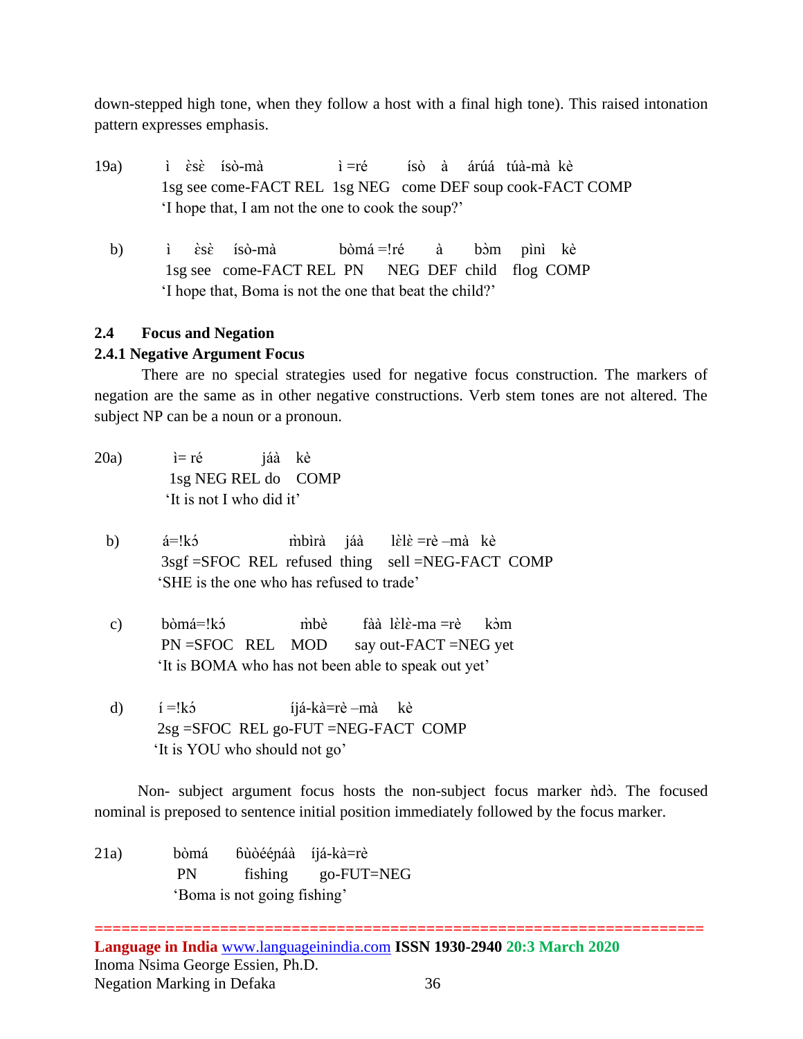down-stepped high tone, when they follow a host with a final high tone). This raised intonation pattern expresses emphasis.

```
19a)    ì   ɛ̀sɛ̀   ísò-mà              ì =ré       ísò   à    árúá  túà-mà  kè
        1sg see come-FACT REL  1sg NEG  come DEF soup cook-FACT COMP
        'I hope that, I am not the one to cook the soup?'

  b)    ì    ɛ̀sɛ̀    ísò-mà             bòmá =!ré      à      bɔ̀m    pìnì   kè
        1sg see   come-FACT REL  PN      NEG  DEF  child    flog  COMP
        'I hope that, Boma is not the one that beat the child?'
```

### 2.4 Focus and Negation

#### 2.4.1 Negative Argument Focus

There are no special strategies used for negative focus construction. The markers of negation are the same as in other negative constructions. Verb stem tones are not altered. The subject NP can be a noun or a pronoun.

```
20a)     ì= ré            jáà    kè
         1sg NEG REL do    COMP
         'It is not I who did it'

  b)     á=!kɔ́                  m̀bìrà     jáà      lɛ̀lɛ̀ =rè –mà   kè
         3sgf =SFOC  REL  refused  thing   sell =NEG-FACT  COMP
         'SHE is the one who has refused to trade'

  c)     bòmá=!kɔ́              m̀bè       fàà  lɛ̀lɛ̀-ma =rè     kɔ̀m
         PN =SFOC   REL    MOD      say out-FACT =NEG yet
         'It is BOMA who has not been able to speak out yet'

  d)     í =!kɔ́                  íjá-kà=rè –mà     kè
         2sg =SFOC  REL go-FUT =NEG-FACT  COMP
         'It is YOU who should not go'
```

Non- subject argument focus hosts the non-subject focus marker ǹdɔ̀. The focused nominal is preposed to sentence initial position immediately followed by the focus marker.

```
21a)     bòmá      ɓùòééɲáà   íjá-kà=rè
         PN          fishing      go-FUT=NEG
         'Boma is not going fishing'
```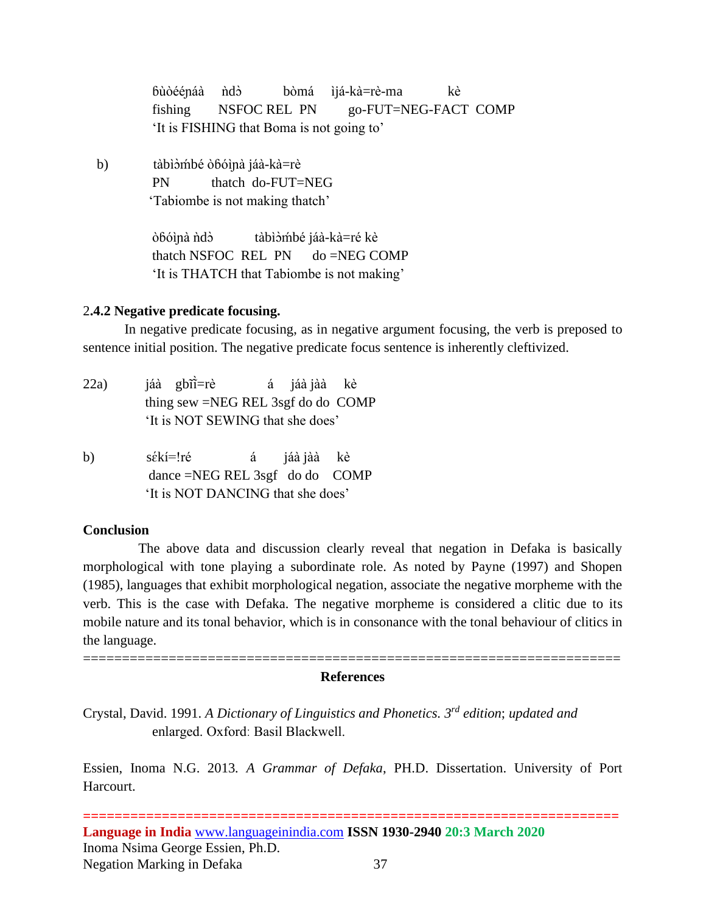ɓùòéé̩ɲáà ǹdɔ̀ bòmá ìjá-kà=rè-ma kè
fishing NSFOC REL PN go-FUT=NEG-FACT COMP
'It is FISHING that Boma is not going to'

b) tàbìɔ̀ḿbé òɓóìɲà jáà-kà=rè
PN thatch do-FUT=NEG
'Tabiombe is not making thatch'

òɓóìɲà ǹdɔ̀ tàbìɔ̀ḿbé jáà-kà=ré kè
thatch NSFOC REL PN do =NEG COMP
'It is THATCH that Tabiombe is not making'

### 2.4.2 Negative predicate focusing.

In negative predicate focusing, as in negative argument focusing, the verb is preposed to sentence initial position. The negative predicate focus sentence is inherently cleftivized.

22a) jáà gbĩ̀ĩ̀=rè á jáà jàà kè
thing sew =NEG REL 3sgf do do COMP
'It is NOT SEWING that she does'

b) sɛ́kí=!ré á jáà jàà kè
dance =NEG REL 3sgf do do COMP
'It is NOT DANCING that she does'

**Conclusion**

The above data and discussion clearly reveal that negation in Defaka is basically morphological with tone playing a subordinate role. As noted by Payne (1997) and Shopen (1985), languages that exhibit morphological negation, associate the negative morpheme with the verb. This is the case with Defaka. The negative morpheme is considered a clitic due to its mobile nature and its tonal behavior, which is in consonance with the tonal behaviour of clitics in the language.

=====================================================================

**References**

Crystal, David. 1991. *A Dictionary of Linguistics and Phonetics. 3rd edition*; *updated and* enlarged. Oxford: Basil Blackwell.

Essien, Inoma N.G. 2013. *A Grammar of Defaka*, PH.D. Dissertation. University of Port Harcourt.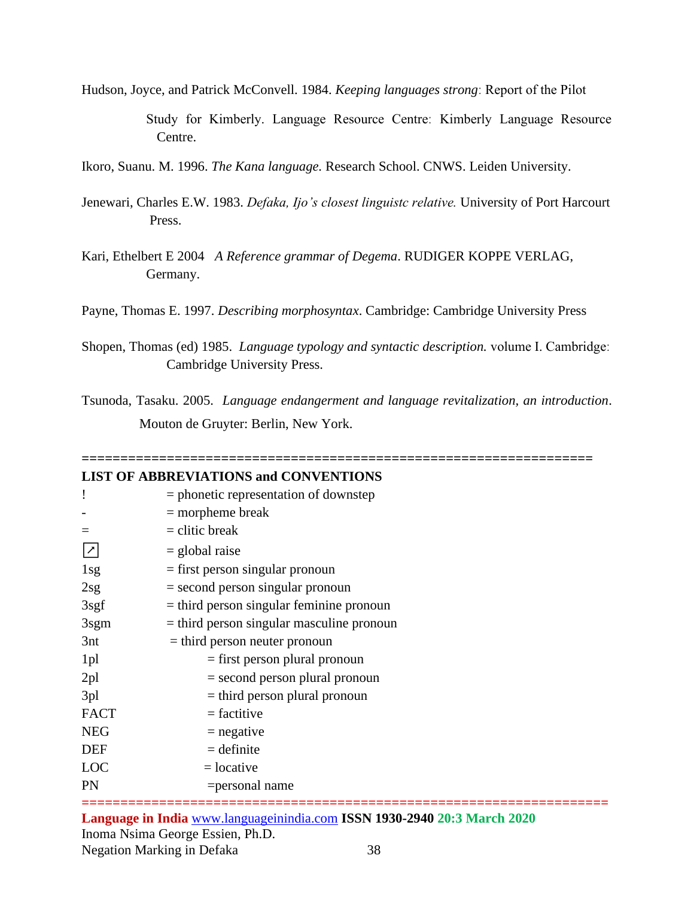Hudson, Joyce, and Patrick McConvell. 1984. *Keeping languages strong*: Report of the Pilot Study for Kimberly. Language Resource Centre: Kimberly Language Resource Centre.

Ikoro, Suanu. M. 1996. *The Kana language*. Research School. CNWS. Leiden University.

Jenewari, Charles E.W. 1983. *Defaka, Ijo's closest linguistc relative.* University of Port Harcourt Press.

Kari, Ethelbert E 2004 *A Reference grammar of Degema*. RUDIGER KOPPE VERLAG, Germany.

Payne, Thomas E. 1997. *Describing morphosyntax*. Cambridge: Cambridge University Press

Shopen, Thomas (ed) 1985. *Language typology and syntactic description.* volume I. Cambridge: Cambridge University Press.

Tsunoda, Tasaku. 2005. *Language endangerment and language revitalization, an introduction*. Mouton de Gruyter: Berlin, New York.

================================================================

**LIST OF ABBREVIATIONS and CONVENTIONS**

| | |
|---|---|
| ! | = phonetic representation of downstep |
| - | = morpheme break |
| = | = clitic break |
| ↗ | = global raise |
| 1sg | = first person singular pronoun |
| 2sg | = second person singular pronoun |
| 3sgf | = third person singular feminine pronoun |
| 3sgm | = third person singular masculine pronoun |
| 3nt | = third person neuter pronoun |
| 1pl | = first person plural pronoun |
| 2pl | = second person plural pronoun |
| 3pl | = third person plural pronoun |
| FACT | = factitive |
| NEG | = negative |
| DEF | = definite |
| LOC | = locative |
| PN | =personal name |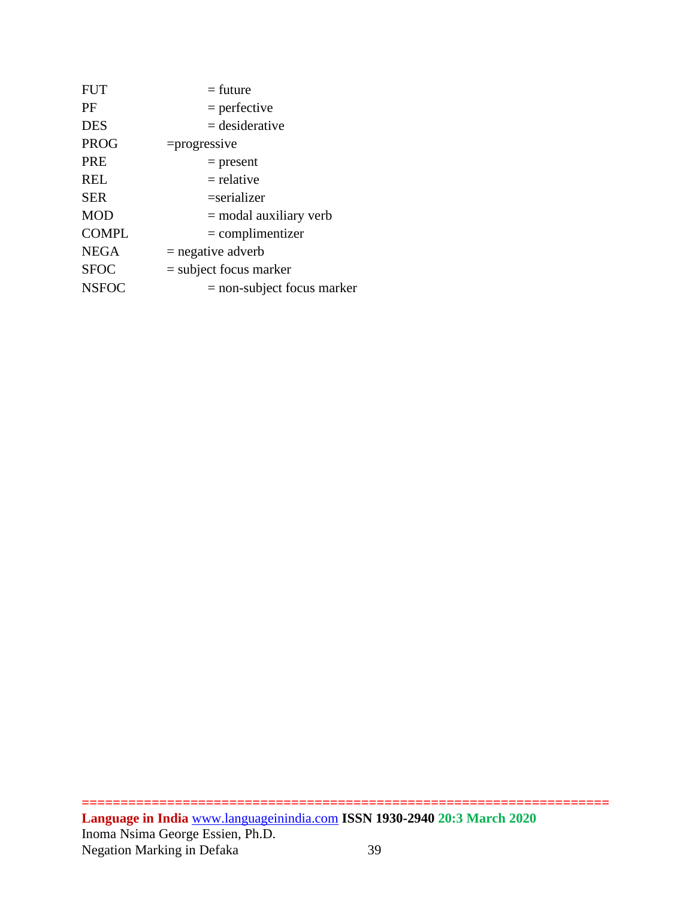FUT = future
PF = perfective
DES = desiderative
PROG =progressive
PRE = present
REL = relative
SER =serializer
MOD = modal auxiliary verb
COMPL = complimentizer
NEGA = negative adverb
SFOC = subject focus marker
NSFOC = non-subject focus marker